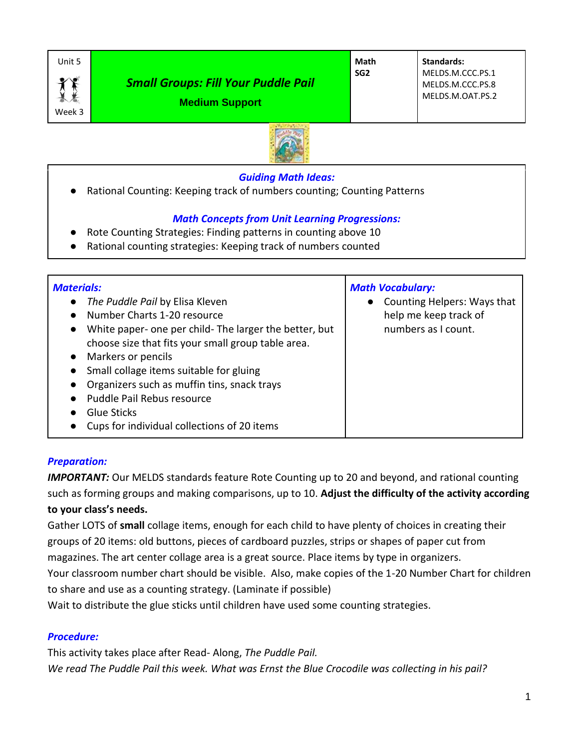| Unit 5 Week 3 | ***Small Groups: Fill Your Puddle Pail*** **Medium Support** | **Math SG2** | **Standards:** MELDS.M.CCC.PS.1 MELDS.M.CCC.PS.8 MELDS.M.OAT.PS.2 |
|---|---|---|---|

### *Guiding Math Ideas:*

- Rational Counting: Keeping track of numbers counting; Counting Patterns

### *Math Concepts from Unit Learning Progressions:*

- Rote Counting Strategies: Finding patterns in counting above 10
- Rational counting strategies: Keeping track of numbers counted

| *Materials:* | *Math Vocabulary:* |
|---|---|
| • *The Puddle Pail* by Elisa Kleven<br>• Number Charts 1-20 resource<br>• White paper- one per child- The larger the better, but choose size that fits your small group table area.<br>• Markers or pencils<br>• Small collage items suitable for gluing<br>• Organizers such as muffin tins, snack trays<br>• Puddle Pail Rebus resource<br>• Glue Sticks<br>• Cups for individual collections of 20 items | • Counting Helpers: Ways that help me keep track of numbers as I count. |

### *Preparation:*

***IMPORTANT:*** Our MELDS standards feature Rote Counting up to 20 and beyond, and rational counting such as forming groups and making comparisons, up to 10. **Adjust the difficulty of the activity according to your class's needs.**

Gather LOTS of **small** collage items, enough for each child to have plenty of choices in creating their groups of 20 items: old buttons, pieces of cardboard puzzles, strips or shapes of paper cut from magazines. The art center collage area is a great source. Place items by type in organizers.

Your classroom number chart should be visible. Also, make copies of the 1-20 Number Chart for children to share and use as a counting strategy. (Laminate if possible)

Wait to distribute the glue sticks until children have used some counting strategies.

### *Procedure:*

This activity takes place after Read- Along, *The Puddle Pail.*

*We read The Puddle Pail this week. What was Ernst the Blue Crocodile was collecting in his pail?*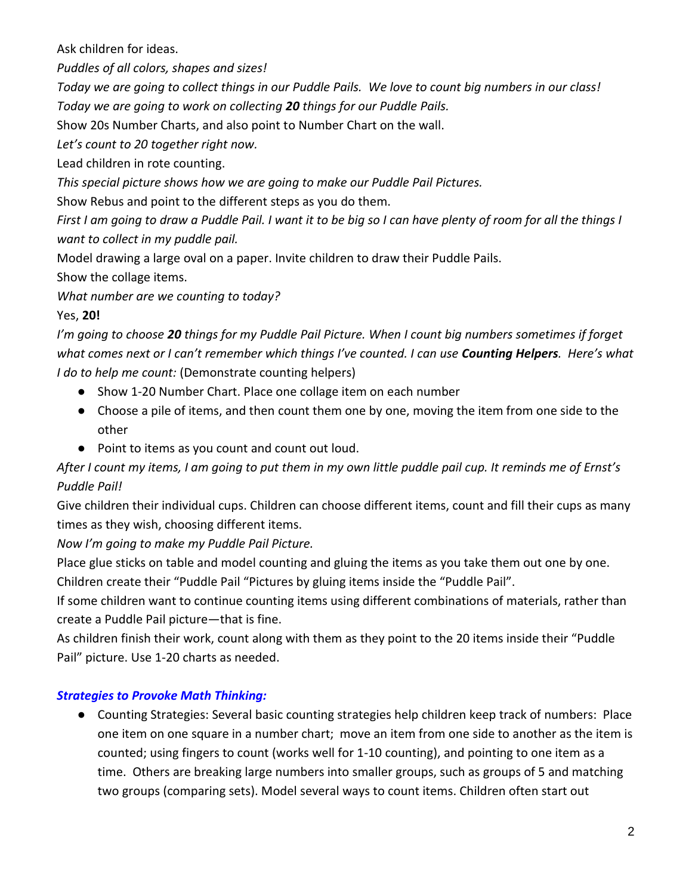Ask children for ideas.

*Puddles of all colors, shapes and sizes!*

*Today we are going to collect things in our Puddle Pails. We love to count big numbers in our class!*

*Today we are going to work on collecting **20** things for our Puddle Pails.*

Show 20s Number Charts, and also point to Number Chart on the wall.

*Let's count to 20 together right now.*

Lead children in rote counting.

*This special picture shows how we are going to make our Puddle Pail Pictures.*

Show Rebus and point to the different steps as you do them.

*First I am going to draw a Puddle Pail. I want it to be big so I can have plenty of room for all the things I want to collect in my puddle pail.*

Model drawing a large oval on a paper. Invite children to draw their Puddle Pails.

Show the collage items.

*What number are we counting to today?*

Yes, **20!**

*I'm going to choose **20** things for my Puddle Pail Picture. When I count big numbers sometimes if forget what comes next or I can't remember which things I've counted. I can use **Counting Helpers**. Here's what I do to help me count:* (Demonstrate counting helpers)

- Show 1-20 Number Chart. Place one collage item on each number
- Choose a pile of items, and then count them one by one, moving the item from one side to the other
- Point to items as you count and count out loud.

*After I count my items, I am going to put them in my own little puddle pail cup. It reminds me of Ernst's Puddle Pail!*

Give children their individual cups. Children can choose different items, count and fill their cups as many times as they wish, choosing different items.

*Now I'm going to make my Puddle Pail Picture.*

Place glue sticks on table and model counting and gluing the items as you take them out one by one. Children create their "Puddle Pail "Pictures by gluing items inside the "Puddle Pail".

If some children want to continue counting items using different combinations of materials, rather than create a Puddle Pail picture—that is fine.

As children finish their work, count along with them as they point to the 20 items inside their "Puddle Pail" picture. Use 1-20 charts as needed.

### *Strategies to Provoke Math Thinking:*

- Counting Strategies: Several basic counting strategies help children keep track of numbers: Place one item on one square in a number chart; move an item from one side to another as the item is counted; using fingers to count (works well for 1-10 counting), and pointing to one item as a time. Others are breaking large numbers into smaller groups, such as groups of 5 and matching two groups (comparing sets). Model several ways to count items. Children often start out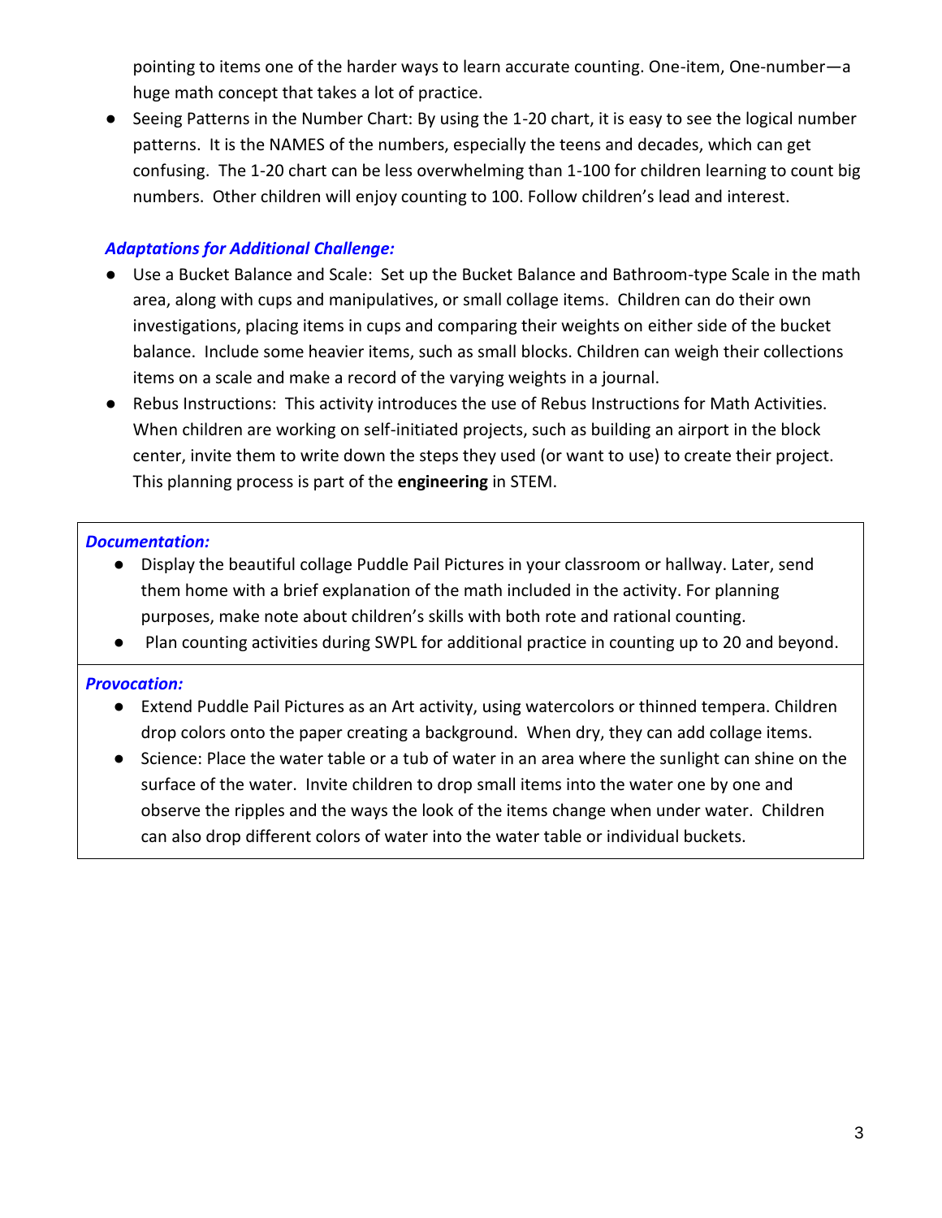pointing to items one of the harder ways to learn accurate counting. One-item, One-number—a huge math concept that takes a lot of practice.

- Seeing Patterns in the Number Chart: By using the 1-20 chart, it is easy to see the logical number patterns. It is the NAMES of the numbers, especially the teens and decades, which can get confusing. The 1-20 chart can be less overwhelming than 1-100 for children learning to count big numbers. Other children will enjoy counting to 100. Follow children's lead and interest.

***Adaptations for Additional Challenge:***

- Use a Bucket Balance and Scale: Set up the Bucket Balance and Bathroom-type Scale in the math area, along with cups and manipulatives, or small collage items. Children can do their own investigations, placing items in cups and comparing their weights on either side of the bucket balance. Include some heavier items, such as small blocks. Children can weigh their collections items on a scale and make a record of the varying weights in a journal.
- Rebus Instructions: This activity introduces the use of Rebus Instructions for Math Activities. When children are working on self-initiated projects, such as building an airport in the block center, invite them to write down the steps they used (or want to use) to create their project. This planning process is part of the **engineering** in STEM.

***Documentation:***

- Display the beautiful collage Puddle Pail Pictures in your classroom or hallway. Later, send them home with a brief explanation of the math included in the activity. For planning purposes, make note about children's skills with both rote and rational counting.
- Plan counting activities during SWPL for additional practice in counting up to 20 and beyond.

***Provocation:***

- Extend Puddle Pail Pictures as an Art activity, using watercolors or thinned tempera. Children drop colors onto the paper creating a background. When dry, they can add collage items.
- Science: Place the water table or a tub of water in an area where the sunlight can shine on the surface of the water. Invite children to drop small items into the water one by one and observe the ripples and the ways the look of the items change when under water. Children can also drop different colors of water into the water table or individual buckets.